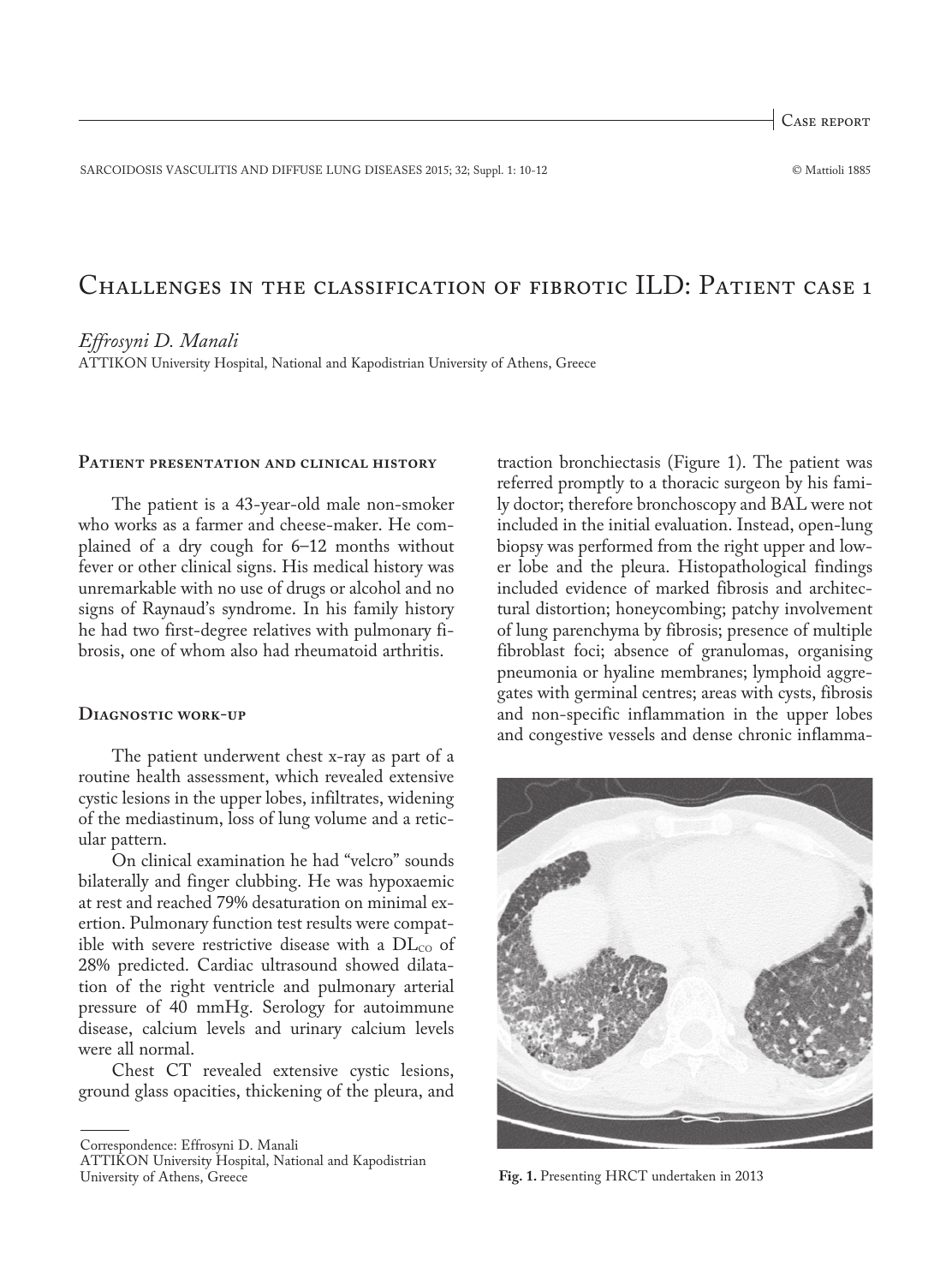Case report

# Challenges in the classification of fibrotic ILD: Patient case 1

*Effrosyni D. Manali*

ATTIKON University Hospital, National and Kapodistrian University of Athens, Greece

## Patient presentation and clinical history

The patient is a 43-year-old male non-smoker who works as a farmer and cheese-maker. He complained of a dry cough for 6–12 months without fever or other clinical signs. His medical history was unremarkable with no use of drugs or alcohol and no signs of Raynaud's syndrome. In his family history he had two first-degree relatives with pulmonary fibrosis, one of whom also had rheumatoid arthritis.

## Diagnostic work-up

The patient underwent chest x-ray as part of a routine health assessment, which revealed extensive cystic lesions in the upper lobes, infiltrates, widening of the mediastinum, loss of lung volume and a reticular pattern.

On clinical examination he had "velcro" sounds bilaterally and finger clubbing. He was hypoxaemic at rest and reached 79% desaturation on minimal exertion. Pulmonary function test results were compatible with severe restrictive disease with a $DL_{CO}$ of 28% predicted. Cardiac ultrasound showed dilatation of the right ventricle and pulmonary arterial pressure of 40 mmHg. Serology for autoimmune disease, calcium levels and urinary calcium levels were all normal.

Chest CT revealed extensive cystic lesions, ground glass opacities, thickening of the pleura, and traction bronchiectasis (Figure 1). The patient was referred promptly to a thoracic surgeon by his family doctor; therefore bronchoscopy and BAL were not included in the initial evaluation. Instead, open-lung biopsy was performed from the right upper and lower lobe and the pleura. Histopathological findings included evidence of marked fibrosis and architectural distortion; honeycombing; patchy involvement of lung parenchyma by fibrosis; presence of multiple fibroblast foci; absence of granulomas, organising pneumonia or hyaline membranes; lymphoid aggregates with germinal centres; areas with cysts, fibrosis and non-specific inflammation in the upper lobes and congestive vessels and dense chronic inflamma-

**Fig. 1.** Presenting HRCT undertaken in 2013

Correspondence: Effrosyni D. Manali
ATTIKON University Hospital, National and Kapodistrian University of Athens, Greece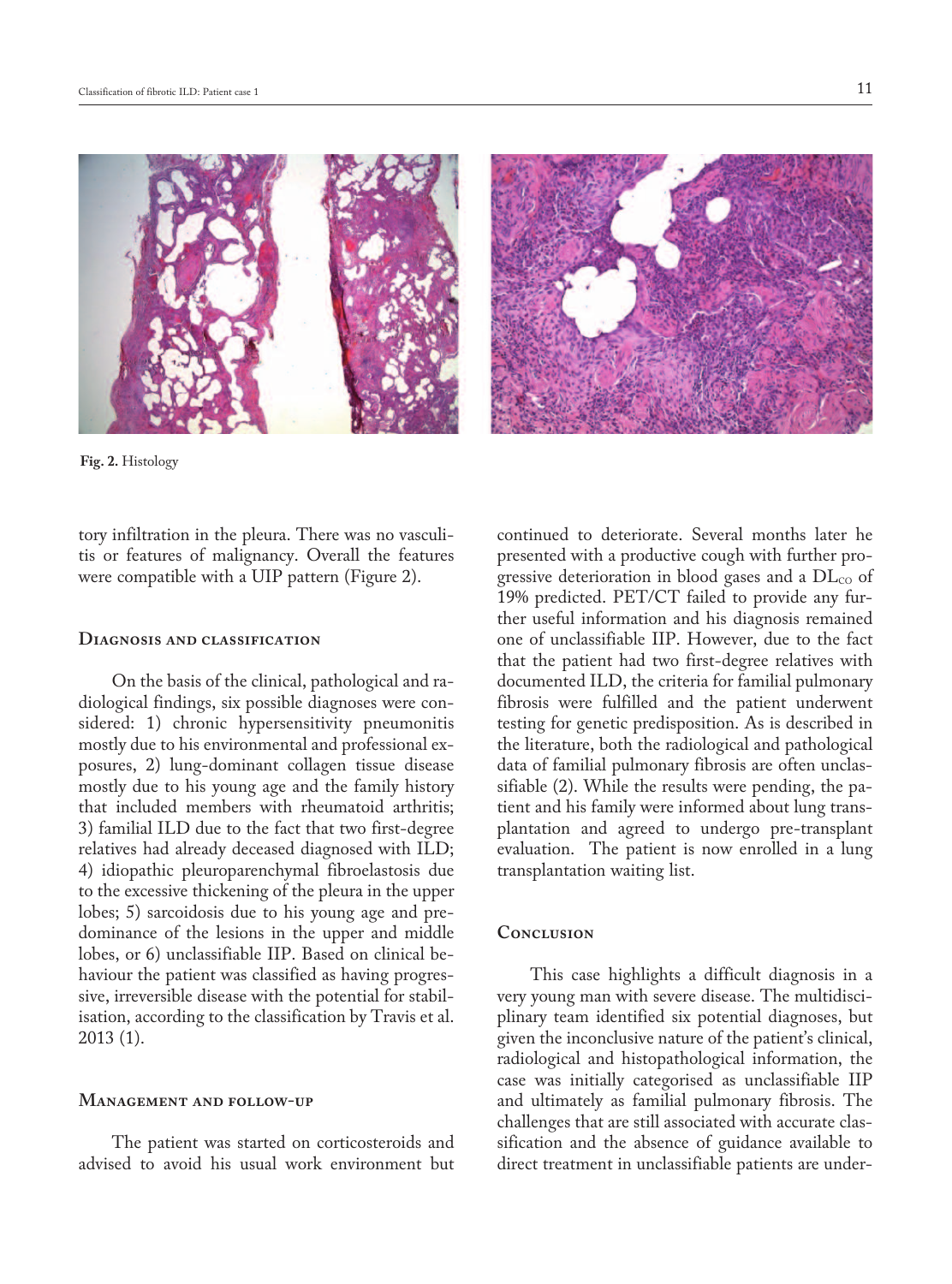Fig. 2. Histology

tory infiltration in the pleura. There was no vasculitis or features of malignancy. Overall the features were compatible with a UIP pattern (Figure 2).

## Diagnosis and classification

On the basis of the clinical, pathological and radiological findings, six possible diagnoses were considered: 1) chronic hypersensitivity pneumonitis mostly due to his environmental and professional exposures, 2) lung-dominant collagen tissue disease mostly due to his young age and the family history that included members with rheumatoid arthritis; 3) familial ILD due to the fact that two first-degree relatives had already deceased diagnosed with ILD; 4) idiopathic pleuroparenchymal fibroelastosis due to the excessive thickening of the pleura in the upper lobes; 5) sarcoidosis due to his young age and predominance of the lesions in the upper and middle lobes, or 6) unclassifiable IIP. Based on clinical behaviour the patient was classified as having progressive, irreversible disease with the potential for stabilisation, according to the classification by Travis et al. 2013 (1).

## Management and follow-up

The patient was started on corticosteroids and advised to avoid his usual work environment but continued to deteriorate. Several months later he presented with a productive cough with further progressive deterioration in blood gases and a $DL_{CO}$ of 19% predicted. PET/CT failed to provide any further useful information and his diagnosis remained one of unclassifiable IIP. However, due to the fact that the patient had two first-degree relatives with documented ILD, the criteria for familial pulmonary fibrosis were fulfilled and the patient underwent testing for genetic predisposition. As is described in the literature, both the radiological and pathological data of familial pulmonary fibrosis are often unclassifiable (2). While the results were pending, the patient and his family were informed about lung transplantation and agreed to undergo pre-transplant evaluation. The patient is now enrolled in a lung transplantation waiting list.

## Conclusion

This case highlights a difficult diagnosis in a very young man with severe disease. The multidisciplinary team identified six potential diagnoses, but given the inconclusive nature of the patient's clinical, radiological and histopathological information, the case was initially categorised as unclassifiable IIP and ultimately as familial pulmonary fibrosis. The challenges that are still associated with accurate classification and the absence of guidance available to direct treatment in unclassifiable patients are under-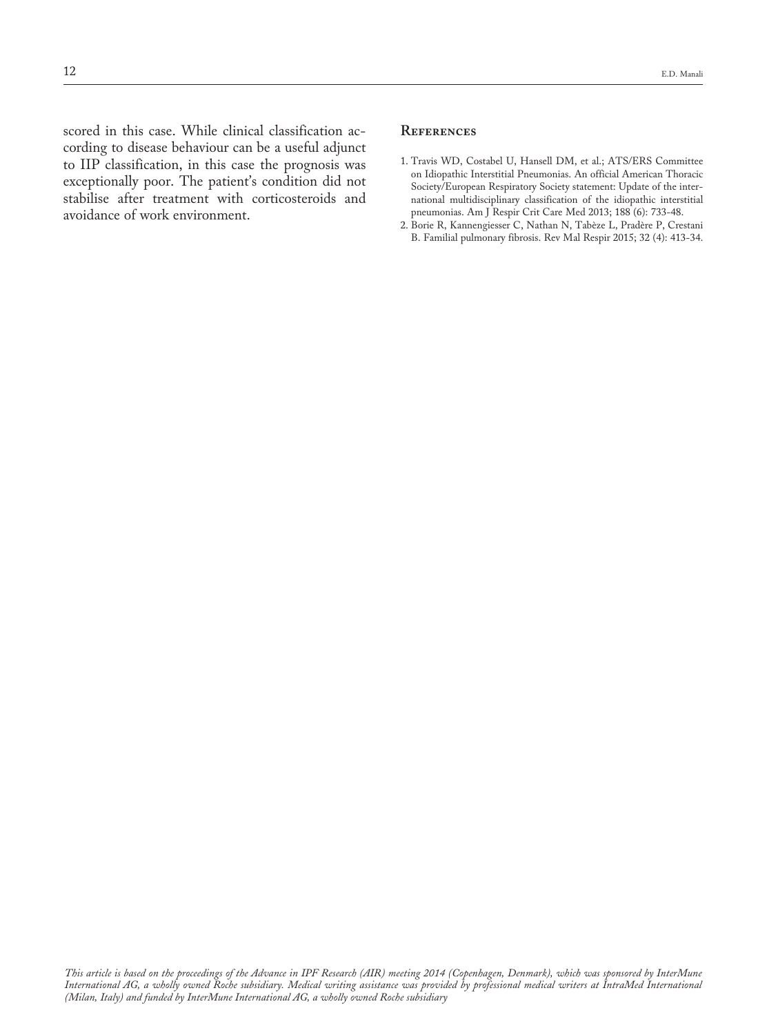scored in this case. While clinical classification according to disease behaviour can be a useful adjunct to IIP classification, in this case the prognosis was exceptionally poor. The patient's condition did not stabilise after treatment with corticosteroids and avoidance of work environment.

## References

1. Travis WD, Costabel U, Hansell DM, et al.; ATS/ERS Committee on Idiopathic Interstitial Pneumonias. An official American Thoracic Society/European Respiratory Society statement: Update of the international multidisciplinary classification of the idiopathic interstitial pneumonias. Am J Respir Crit Care Med 2013; 188 (6): 733-48.
2. Borie R, Kannengiesser C, Nathan N, Tabèze L, Pradère P, Crestani B. Familial pulmonary fibrosis. Rev Mal Respir 2015; 32 (4): 413-34.

*This article is based on the proceedings of the Advance in IPF Research (AIR) meeting 2014 (Copenhagen, Denmark), which was sponsored by InterMune International AG, a wholly owned Roche subsidiary. Medical writing assistance was provided by professional medical writers at IntraMed International (Milan, Italy) and funded by InterMune International AG, a wholly owned Roche subsidiary*